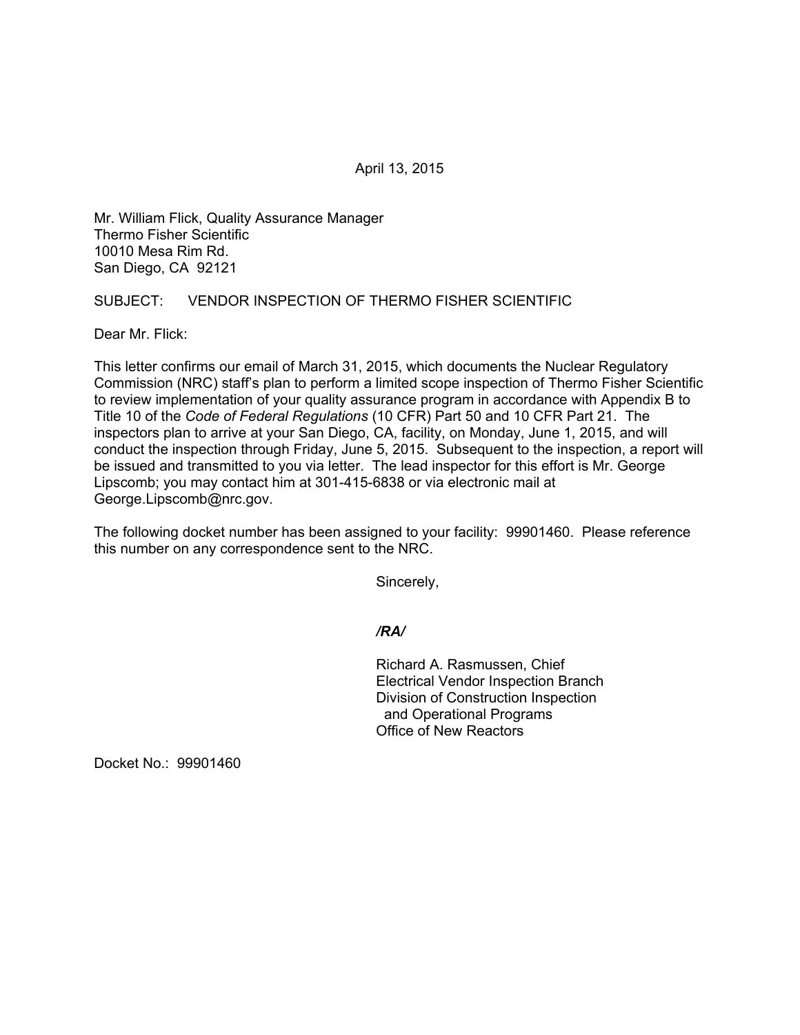April 13, 2015

Mr. William Flick, Quality Assurance Manager
Thermo Fisher Scientific
10010 Mesa Rim Rd.
San Diego, CA 92121

SUBJECT: VENDOR INSPECTION OF THERMO FISHER SCIENTIFIC

Dear Mr. Flick:

This letter confirms our email of March 31, 2015, which documents the Nuclear Regulatory Commission (NRC) staff's plan to perform a limited scope inspection of Thermo Fisher Scientific to review implementation of your quality assurance program in accordance with Appendix B to Title 10 of the *Code of Federal Regulations* (10 CFR) Part 50 and 10 CFR Part 21. The inspectors plan to arrive at your San Diego, CA, facility, on Monday, June 1, 2015, and will conduct the inspection through Friday, June 5, 2015. Subsequent to the inspection, a report will be issued and transmitted to you via letter. The lead inspector for this effort is Mr. George Lipscomb; you may contact him at 301-415-6838 or via electronic mail at George.Lipscomb@nrc.gov.

The following docket number has been assigned to your facility: 99901460. Please reference this number on any correspondence sent to the NRC.

Sincerely,

***/RA/***

Richard A. Rasmussen, Chief
Electrical Vendor Inspection Branch
Division of Construction Inspection
and Operational Programs
Office of New Reactors

Docket No.: 99901460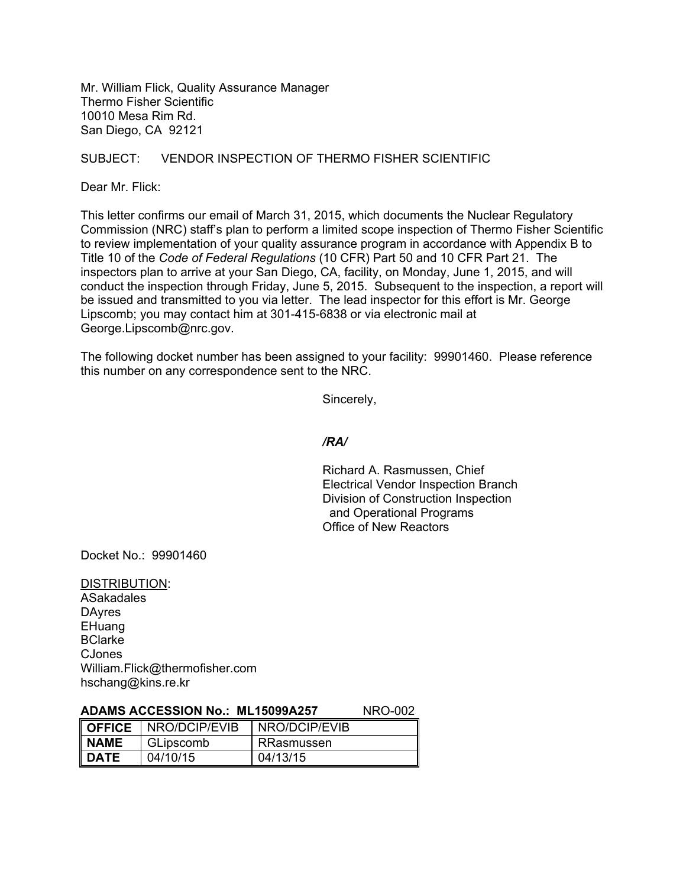Mr. William Flick, Quality Assurance Manager
Thermo Fisher Scientific
10010 Mesa Rim Rd.
San Diego, CA 92121

SUBJECT: VENDOR INSPECTION OF THERMO FISHER SCIENTIFIC

Dear Mr. Flick:

This letter confirms our email of March 31, 2015, which documents the Nuclear Regulatory Commission (NRC) staff's plan to perform a limited scope inspection of Thermo Fisher Scientific to review implementation of your quality assurance program in accordance with Appendix B to Title 10 of the *Code of Federal Regulations* (10 CFR) Part 50 and 10 CFR Part 21. The inspectors plan to arrive at your San Diego, CA, facility, on Monday, June 1, 2015, and will conduct the inspection through Friday, June 5, 2015. Subsequent to the inspection, a report will be issued and transmitted to you via letter. The lead inspector for this effort is Mr. George Lipscomb; you may contact him at 301-415-6838 or via electronic mail at George.Lipscomb@nrc.gov.

The following docket number has been assigned to your facility: 99901460. Please reference this number on any correspondence sent to the NRC.

Sincerely,

***/RA/***

Richard A. Rasmussen, Chief
Electrical Vendor Inspection Branch
Division of Construction Inspection
and Operational Programs
Office of New Reactors

Docket No.: 99901460

DISTRIBUTION:
ASakadales
DAyres
EHuang
BClarke
CJones
William.Flick@thermofisher.com
hschang@kins.re.kr

**ADAMS ACCESSION No.: ML15099A257** NRO-002

| | | |
|---|---|---|
| **OFFICE** | NRO/DCIP/EVIB | NRO/DCIP/EVIB |
| **NAME** | GLipscomb | RRasmussen |
| **DATE** | 04/10/15 | 04/13/15 |